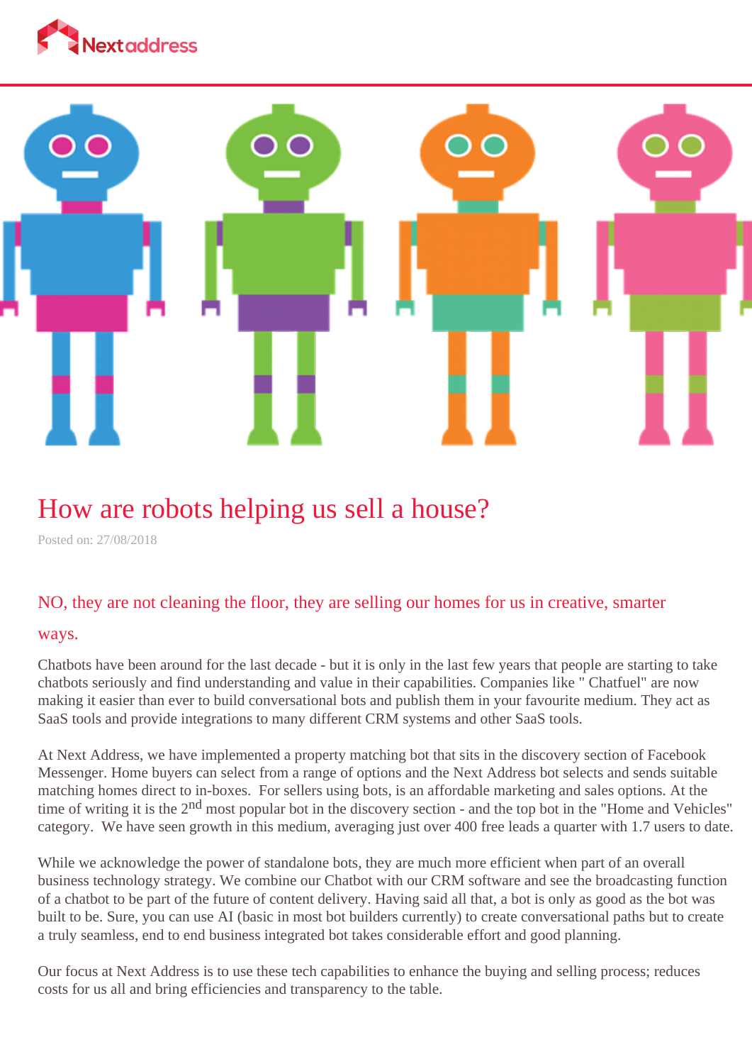Nextaddress

# How are robots helping us sell a house?

Posted on: 27/08/2018

## NO, they are not cleaning the floor, they are selling our homes for us in creative, smarter ways.

Chatbots have been around for the last decade - but it is only in the last few years that people are starting to take chatbots seriously and find understanding and value in their capabilities. Companies like " Chatfuel" are now making it easier than ever to build conversational bots and publish them in your favourite medium. They act as SaaS tools and provide integrations to many different CRM systems and other SaaS tools.

At Next Address, we have implemented a property matching bot that sits in the discovery section of Facebook Messenger. Home buyers can select from a range of options and the Next Address bot selects and sends suitable matching homes direct to in-boxes. For sellers using bots, is an affordable marketing and sales options. At the time of writing it is the 2nd most popular bot in the discovery section - and the top bot in the "Home and Vehicles" category. We have seen growth in this medium, averaging just over 400 free leads a quarter with 1.7 users to date.

While we acknowledge the power of standalone bots, they are much more efficient when part of an overall business technology strategy. We combine our Chatbot with our CRM software and see the broadcasting function of a chatbot to be part of the future of content delivery. Having said all that, a bot is only as good as the bot was built to be. Sure, you can use AI (basic in most bot builders currently) to create conversational paths but to create a truly seamless, end to end business integrated bot takes considerable effort and good planning.

Our focus at Next Address is to use these tech capabilities to enhance the buying and selling process; reduces costs for us all and bring efficiencies and transparency to the table.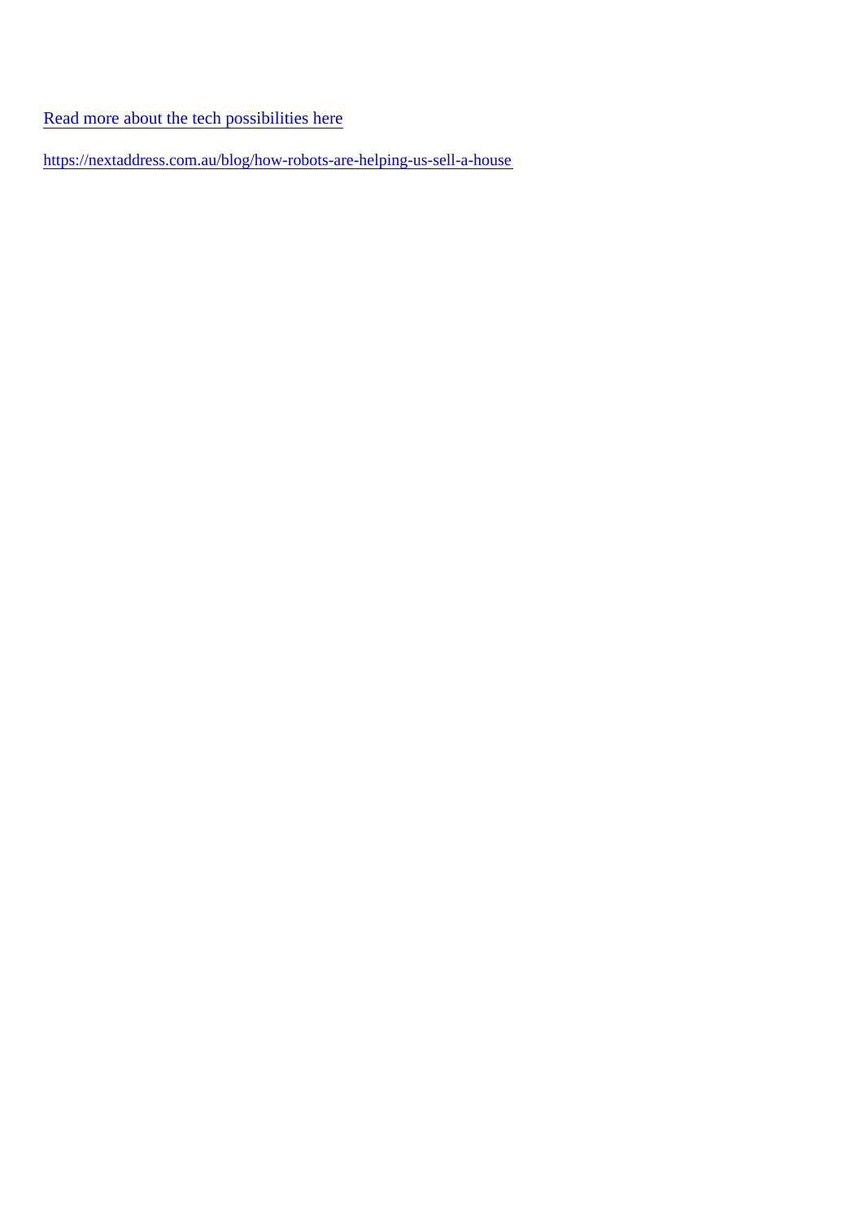Read more about the tech possibilities here

https://nextaddress.com.au/blog/how-robots-are-helping-us-sell-a-house